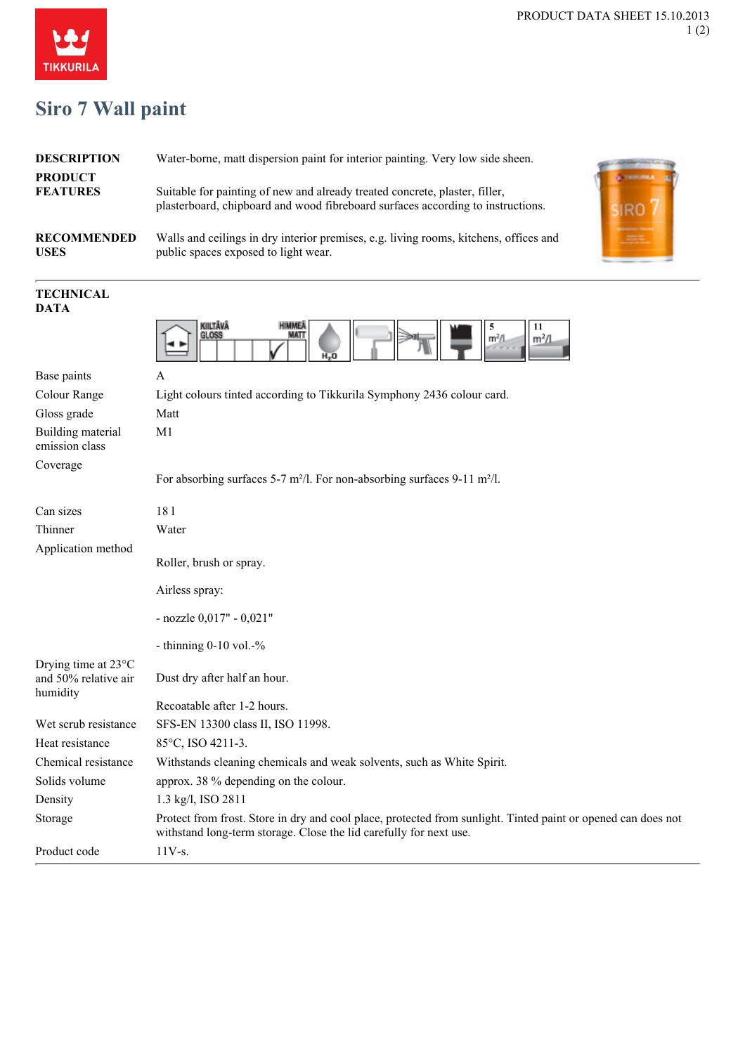# Siro 7 Wall paint

| | |
|---|---|
| **DESCRIPTION** | Water-borne, matt dispersion paint for interior painting. Very low side sheen. |
| **PRODUCT FEATURES** | Suitable for painting of new and already treated concrete, plaster, filler, plasterboard, chipboard and wood fibreboard surfaces according to instructions. |
| **RECOMMENDED USES** | Walls and ceilings in dry interior premises, e.g. living rooms, kitchens, offices and public spaces exposed to light wear. |

## TECHNICAL DATA

| | |
|---|---|
| Base paints | A |
| Colour Range | Light colours tinted according to Tikkurila Symphony 2436 colour card. |
| Gloss grade | Matt |
| Building material emission class | M1 |
| Coverage | For absorbing surfaces 5-7 m²/l. For non-absorbing surfaces 9-11 m²/l. |
| Can sizes | 18 l |
| Thinner | Water |
| Application method | Roller, brush or spray.<br><br>Airless spray:<br><br>- nozzle 0,017" - 0,021"<br><br>- thinning 0-10 vol.-% |
| Drying time at 23°C and 50% relative air humidity | Dust dry after half an hour.<br><br>Recoatable after 1-2 hours. |
| Wet scrub resistance | SFS-EN 13300 class II, ISO 11998. |
| Heat resistance | 85°C, ISO 4211-3. |
| Chemical resistance | Withstands cleaning chemicals and weak solvents, such as White Spirit. |
| Solids volume | approx. 38 % depending on the colour. |
| Density | 1.3 kg/l, ISO 2811 |
| Storage | Protect from frost. Store in dry and cool place, protected from sunlight. Tinted paint or opened can does not withstand long-term storage. Close the lid carefully for next use. |
| Product code | 11V-s. |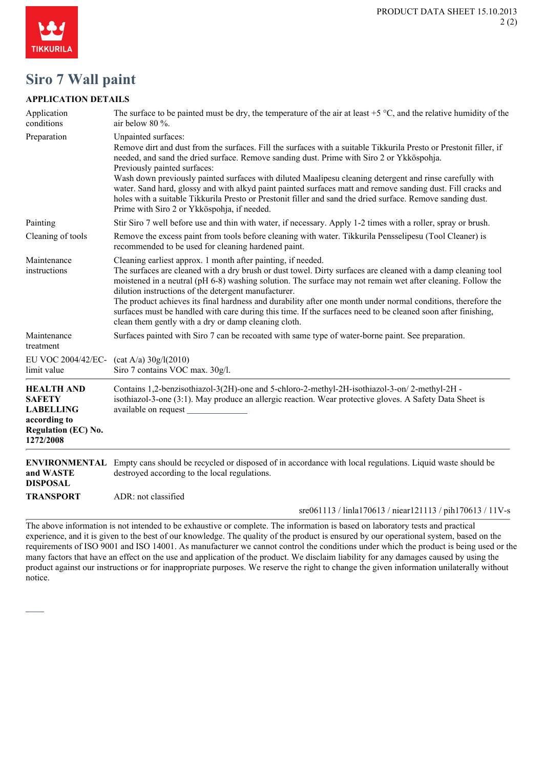# Siro 7 Wall paint

## APPLICATION DETAILS

| | |
|---|---|
| Application conditions | The surface to be painted must be dry, the temperature of the air at least +5 °C, and the relative humidity of the air below 80 %. |
| Preparation | Unpainted surfaces:<br>Remove dirt and dust from the surfaces. Fill the surfaces with a suitable Tikkurila Presto or Prestonit filler, if needed, and sand the dried surface. Remove sanding dust. Prime with Siro 2 or Ykköspohja.<br>Previously painted surfaces:<br>Wash down previously painted surfaces with diluted Maalipesu cleaning detergent and rinse carefully with water. Sand hard, glossy and with alkyd paint painted surfaces matt and remove sanding dust. Fill cracks and holes with a suitable Tikkurila Presto or Prestonit filler and sand the dried surface. Remove sanding dust. Prime with Siro 2 or Ykköspohja, if needed. |
| Painting | Stir Siro 7 well before use and thin with water, if necessary. Apply 1-2 times with a roller, spray or brush. |
| Cleaning of tools | Remove the excess paint from tools before cleaning with water. Tikkurila Pensselipesu (Tool Cleaner) is recommended to be used for cleaning hardened paint. |
| Maintenance instructions | Cleaning earliest approx. 1 month after painting, if needed.<br>The surfaces are cleaned with a dry brush or dust towel. Dirty surfaces are cleaned with a damp cleaning tool moistened in a neutral (pH 6-8) washing solution. The surface may not remain wet after cleaning. Follow the dilution instructions of the detergent manufacturer.<br>The product achieves its final hardness and durability after one month under normal conditions, therefore the surfaces must be handled with care during this time. If the surfaces need to be cleaned soon after finishing, clean them gently with a dry or damp cleaning cloth. |
| Maintenance treatment | Surfaces painted with Siro 7 can be recoated with same type of water-borne paint. See preparation. |
| EU VOC 2004/42/EC-limit value | (cat A/a) 30g/l(2010)<br>Siro 7 contains VOC max. 30g/l. |

| | |
|---|---|
| **HEALTH AND SAFETY LABELLING according to Regulation (EC) No. 1272/2008** | Contains 1,2-benzisothiazol-3(2H)-one and 5-chloro-2-methyl-2H-isothiazol-3-on/ 2-methyl-2H - isothiazol-3-one (3:1). May produce an allergic reaction. Wear protective gloves. A Safety Data Sheet is available on request ______________ |

| | |
|---|---|
| **ENVIRONMENTAL and WASTE DISPOSAL** | Empty cans should be recycled or disposed of in accordance with local regulations. Liquid waste should be destroyed according to the local regulations. |
| **TRANSPORT** | ADR: not classified |

sre061113 / linla170613 / niear121113 / pih170613 / 11V-s

The above information is not intended to be exhaustive or complete. The information is based on laboratory tests and practical experience, and it is given to the best of our knowledge. The quality of the product is ensured by our operational system, based on the requirements of ISO 9001 and ISO 14001. As manufacturer we cannot control the conditions under which the product is being used or the many factors that have an effect on the use and application of the product. We disclaim liability for any damages caused by using the product against our instructions or for inappropriate purposes. We reserve the right to change the given information unilaterally without notice.